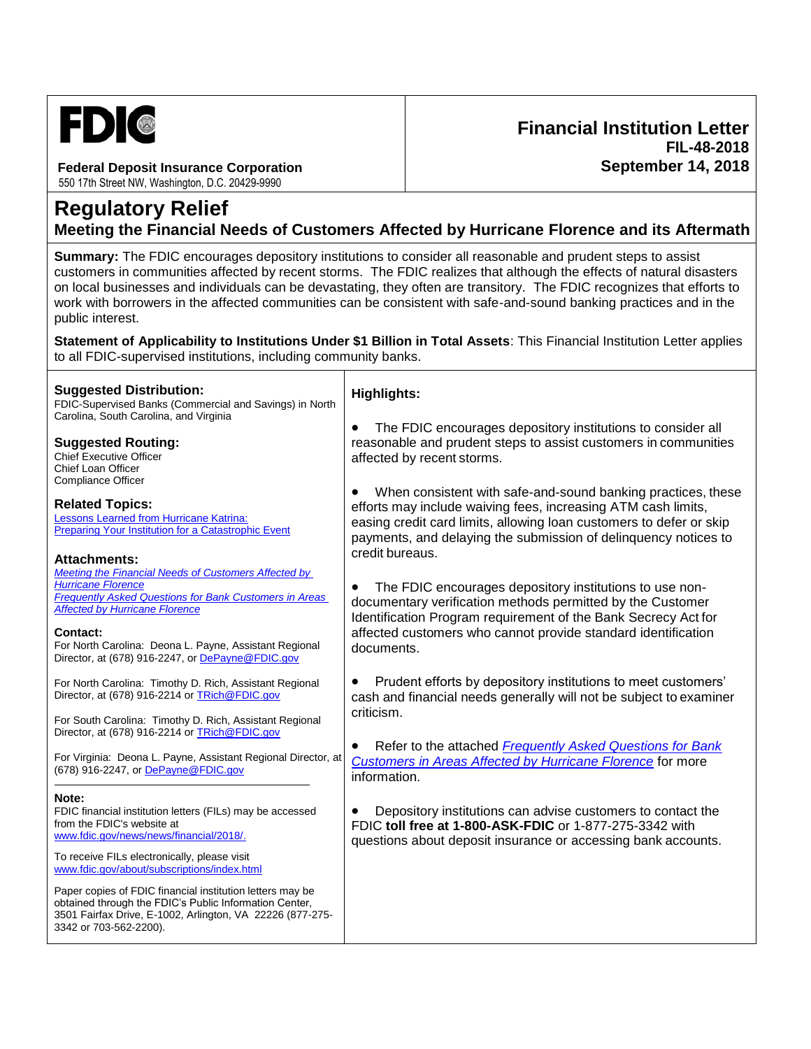**FDIC**

**Federal Deposit Insurance Corporation**
550 17th Street NW, Washington, D.C. 20429-9990

**Financial Institution Letter**
**FIL-48-2018**
**September 14, 2018**

# Regulatory Relief

## Meeting the Financial Needs of Customers Affected by Hurricane Florence and its Aftermath

**Summary:** The FDIC encourages depository institutions to consider all reasonable and prudent steps to assist customers in communities affected by recent storms. The FDIC realizes that although the effects of natural disasters on local businesses and individuals can be devastating, they often are transitory. The FDIC recognizes that efforts to work with borrowers in the affected communities can be consistent with safe-and-sound banking practices and in the public interest.

**Statement of Applicability to Institutions Under $1 Billion in Total Assets**: This Financial Institution Letter applies to all FDIC-supervised institutions, including community banks.

### Suggested Distribution:

FDIC-Supervised Banks (Commercial and Savings) in North Carolina, South Carolina, and Virginia

### Suggested Routing:

Chief Executive Officer
Chief Loan Officer
Compliance Officer

### Related Topics:

Lessons Learned from Hurricane Katrina: Preparing Your Institution for a Catastrophic Event

### Attachments:

*Meeting the Financial Needs of Customers Affected by Hurricane Florence*
*Frequently Asked Questions for Bank Customers in Areas Affected by Hurricane Florence*

### Contact:

For North Carolina: Deona L. Payne, Assistant Regional Director, at (678) 916-2247, or DePayne@FDIC.gov

For North Carolina: Timothy D. Rich, Assistant Regional Director, at (678) 916-2214 or TRich@FDIC.gov

For South Carolina: Timothy D. Rich, Assistant Regional Director, at (678) 916-2214 or TRich@FDIC.gov

For Virginia: Deona L. Payne, Assistant Regional Director, at (678) 916-2247, or DePayne@FDIC.gov

### Note:

FDIC financial institution letters (FILs) may be accessed from the FDIC's website at www.fdic.gov/news/news/financial/2018/.

To receive FILs electronically, please visit www.fdic.gov/about/subscriptions/index.html

Paper copies of FDIC financial institution letters may be obtained through the FDIC's Public Information Center, 3501 Fairfax Drive, E-1002, Arlington, VA 22226 (877-275-3342 or 703-562-2200).

### Highlights:

- The FDIC encourages depository institutions to consider all reasonable and prudent steps to assist customers in communities affected by recent storms.
- When consistent with safe-and-sound banking practices, these efforts may include waiving fees, increasing ATM cash limits, easing credit card limits, allowing loan customers to defer or skip payments, and delaying the submission of delinquency notices to credit bureaus.
- The FDIC encourages depository institutions to use non-documentary verification methods permitted by the Customer Identification Program requirement of the Bank Secrecy Act for affected customers who cannot provide standard identification documents.
- Prudent efforts by depository institutions to meet customers' cash and financial needs generally will not be subject to examiner criticism.
- Refer to the attached *Frequently Asked Questions for Bank Customers in Areas Affected by Hurricane Florence* for more information.
- Depository institutions can advise customers to contact the FDIC **toll free at 1-800-ASK-FDIC** or 1-877-275-3342 with questions about deposit insurance or accessing bank accounts.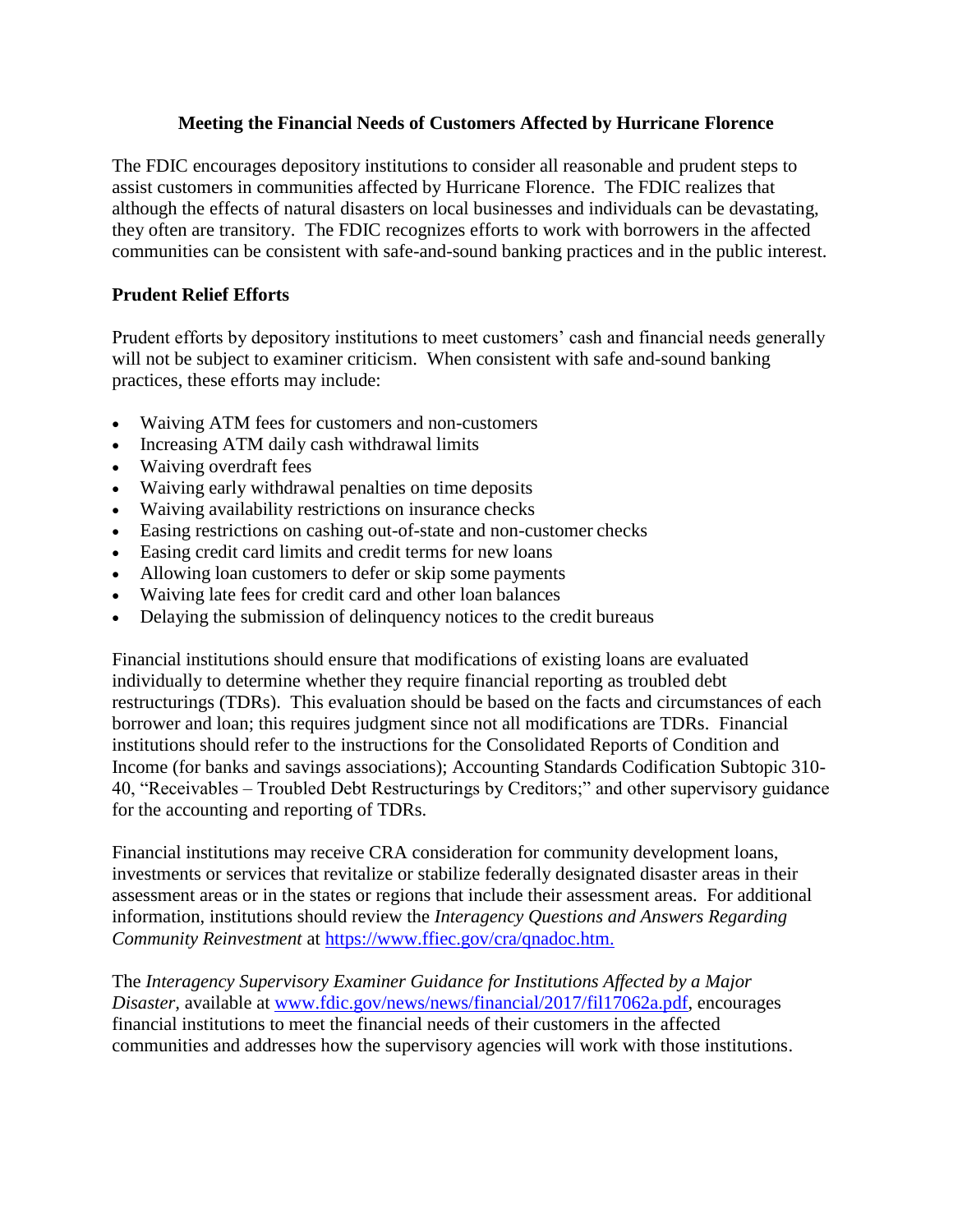**Meeting the Financial Needs of Customers Affected by Hurricane Florence**

The FDIC encourages depository institutions to consider all reasonable and prudent steps to assist customers in communities affected by Hurricane Florence. The FDIC realizes that although the effects of natural disasters on local businesses and individuals can be devastating, they often are transitory. The FDIC recognizes efforts to work with borrowers in the affected communities can be consistent with safe-and-sound banking practices and in the public interest.

## Prudent Relief Efforts

Prudent efforts by depository institutions to meet customers' cash and financial needs generally will not be subject to examiner criticism. When consistent with safe and-sound banking practices, these efforts may include:

- Waiving ATM fees for customers and non-customers
- Increasing ATM daily cash withdrawal limits
- Waiving overdraft fees
- Waiving early withdrawal penalties on time deposits
- Waiving availability restrictions on insurance checks
- Easing restrictions on cashing out-of-state and non-customer checks
- Easing credit card limits and credit terms for new loans
- Allowing loan customers to defer or skip some payments
- Waiving late fees for credit card and other loan balances
- Delaying the submission of delinquency notices to the credit bureaus

Financial institutions should ensure that modifications of existing loans are evaluated individually to determine whether they require financial reporting as troubled debt restructurings (TDRs). This evaluation should be based on the facts and circumstances of each borrower and loan; this requires judgment since not all modifications are TDRs. Financial institutions should refer to the instructions for the Consolidated Reports of Condition and Income (for banks and savings associations); Accounting Standards Codification Subtopic 310-40, "Receivables – Troubled Debt Restructurings by Creditors;" and other supervisory guidance for the accounting and reporting of TDRs.

Financial institutions may receive CRA consideration for community development loans, investments or services that revitalize or stabilize federally designated disaster areas in their assessment areas or in the states or regions that include their assessment areas. For additional information, institutions should review the *Interagency Questions and Answers Regarding Community Reinvestment* at https://www.ffiec.gov/cra/qnadoc.htm.

The *Interagency Supervisory Examiner Guidance for Institutions Affected by a Major Disaster*, available at www.fdic.gov/news/news/financial/2017/fil17062a.pdf, encourages financial institutions to meet the financial needs of their customers in the affected communities and addresses how the supervisory agencies will work with those institutions.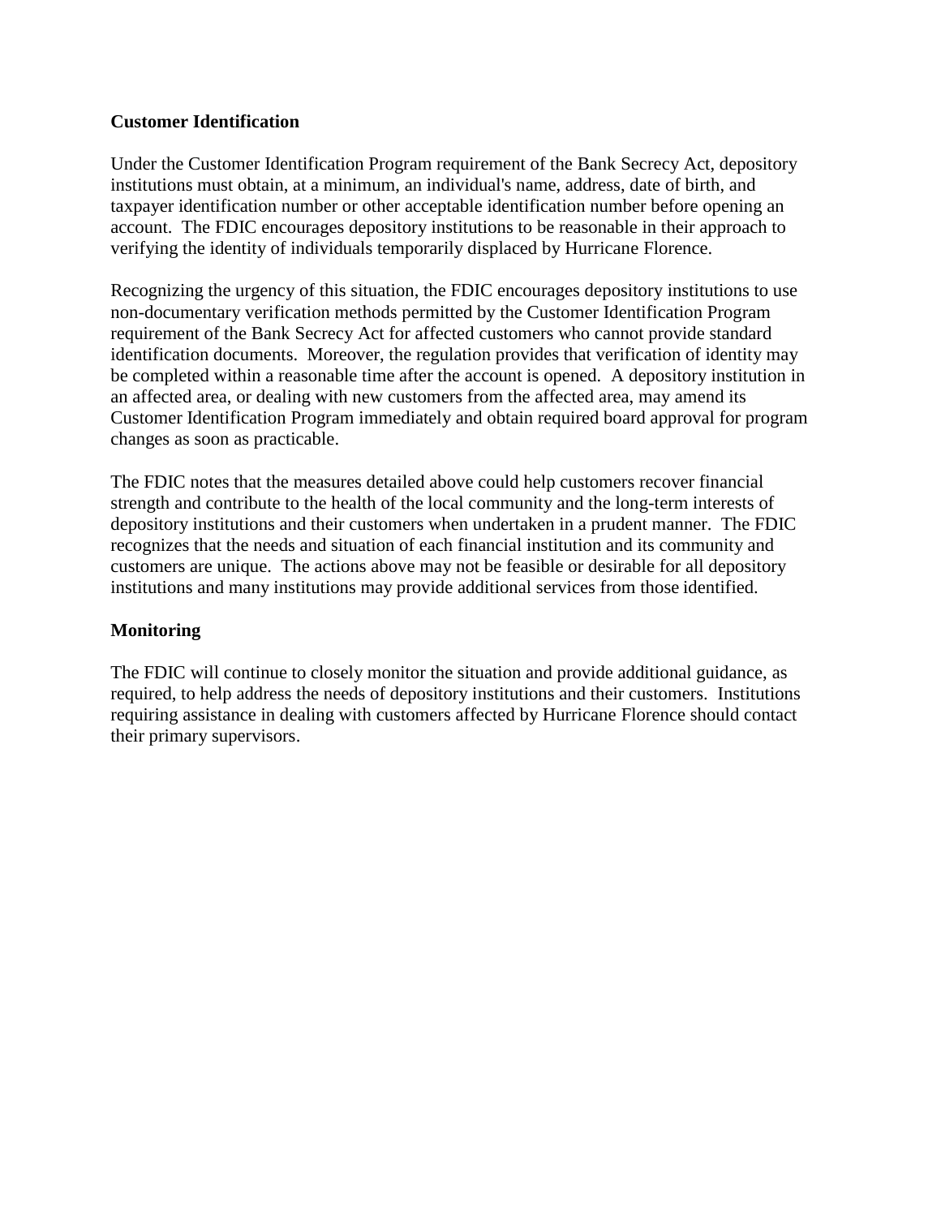**Customer Identification**

Under the Customer Identification Program requirement of the Bank Secrecy Act, depository institutions must obtain, at a minimum, an individual's name, address, date of birth, and taxpayer identification number or other acceptable identification number before opening an account. The FDIC encourages depository institutions to be reasonable in their approach to verifying the identity of individuals temporarily displaced by Hurricane Florence.

Recognizing the urgency of this situation, the FDIC encourages depository institutions to use non-documentary verification methods permitted by the Customer Identification Program requirement of the Bank Secrecy Act for affected customers who cannot provide standard identification documents. Moreover, the regulation provides that verification of identity may be completed within a reasonable time after the account is opened. A depository institution in an affected area, or dealing with new customers from the affected area, may amend its Customer Identification Program immediately and obtain required board approval for program changes as soon as practicable.

The FDIC notes that the measures detailed above could help customers recover financial strength and contribute to the health of the local community and the long-term interests of depository institutions and their customers when undertaken in a prudent manner. The FDIC recognizes that the needs and situation of each financial institution and its community and customers are unique. The actions above may not be feasible or desirable for all depository institutions and many institutions may provide additional services from those identified.

**Monitoring**

The FDIC will continue to closely monitor the situation and provide additional guidance, as required, to help address the needs of depository institutions and their customers. Institutions requiring assistance in dealing with customers affected by Hurricane Florence should contact their primary supervisors.